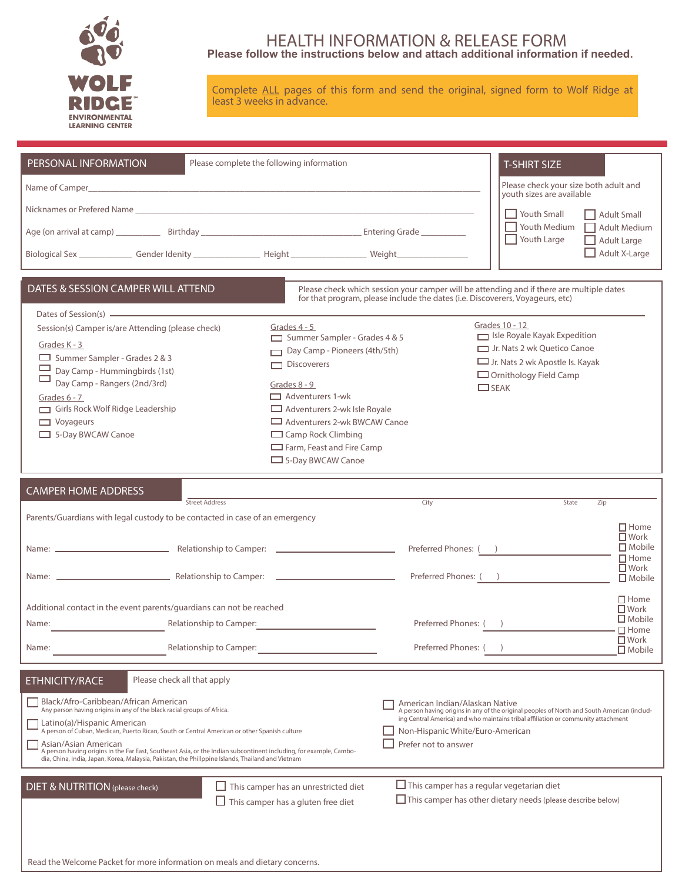WOLF RIDGE
ENVIRONMENTAL LEARNING CENTER

# HEALTH INFORMATION & RELEASE FORM

**Please follow the instructions below and attach additional information if needed.**

Complete ALL pages of this form and send the original, signed form to Wolf Ridge at least 3 weeks in advance.

## PERSONAL INFORMATION

Please complete the following information

Name of Camper ____________________

Nicknames or Prefered Name ____________________

Age (on arrival at camp) __________ Birthday ____________________ Entering Grade __________

Biological Sex ____________ Gender Idenity ______________ Height ______________ Weight ______________

## T-SHIRT SIZE

Please check your size both adult and youth sizes are available

- ☐ Youth Small
- ☐ Youth Medium
- ☐ Youth Large
- ☐ Adult Small
- ☐ Adult Medium
- ☐ Adult Large
- ☐ Adult X-Large

## DATES & SESSION CAMPER WILL ATTEND

Please check which session your camper will be attending and if there are multiple dates for that program, please include the dates (i.e. Discoverers, Voyageurs, etc)

Dates of Session(s) ____________________

Session(s) Camper is/are Attending (please check)

Grades K - 3
- ☐ Summer Sampler - Grades 2 & 3
- ☐ Day Camp - Hummingbirds (1st)
- ☐ Day Camp - Rangers (2nd/3rd)

Grades 6 - 7
- ☐ Girls Rock Wolf Ridge Leadership
- ☐ Voyageurs
- ☐ 5-Day BWCAW Canoe

Grades 4 - 5
- ☐ Summer Sampler - Grades 4 & 5
- ☐ Day Camp - Pioneers (4th/5th)
- ☐ Discoverers

Grades 8 - 9
- ☐ Adventurers 1-wk
- ☐ Adventurers 2-wk Isle Royale
- ☐ Adventurers 2-wk BWCAW Canoe
- ☐ Camp Rock Climbing
- ☐ Farm, Feast and Fire Camp
- ☐ 5-Day BWCAW Canoe

Grades 10 - 12
- ☐ Isle Royale Kayak Expedition
- ☐ Jr. Nats 2 wk Quetico Canoe
- ☐ Jr. Nats 2 wk Apostle Is. Kayak
- ☐ Ornithology Field Camp
- ☐ SEAK

## CAMPER HOME ADDRESS

____________________ Street Address ____________________ City ______ State ______ Zip

Parents/Guardians with legal custody to be contacted in case of an emergency

Name: ____________________ Relationship to Camper: ____________________ Preferred Phones: ( ) ____________________ ☐ Home ☐ Work ☐ Mobile

Name: ____________________ Relationship to Camper: ____________________ Preferred Phones: ( ) ____________________ ☐ Home ☐ Work ☐ Mobile

Additional contact in the event parents/guardians can not be reached

Name: ____________________ Relationship to Camper: ____________________ Preferred Phones: ( ) ____________________ ☐ Home ☐ Work ☐ Mobile

Name: ____________________ Relationship to Camper: ____________________ Preferred Phones: ( ) ____________________ ☐ Home ☐ Work ☐ Mobile

## ETHNICITY/RACE

Please check all that apply

- ☐ Black/Afro-Caribbean/African American
  Any person having origins in any of the black racial groups of Africa.
- ☐ Latino(a)/Hispanic American
  A person of Cuban, Medican, Puerto Rican, South or Central American or other Spanish culture
- ☐ Asian/Asian American
  A person having origins in the Far East, Southeast Asia, or the Indian subcontinent including, for example, Cambodia, China, India, Japan, Korea, Malaysia, Pakistan, the Phillppine Islands, Thailand and Vietnam
- ☐ American Indian/Alaskan Native
  A person having origins in any of the original peoples of North and South American (including Central America) and who maintains tribal affiliation or community attachment
- ☐ Non-Hispanic White/Euro-American
- ☐ Prefer not to answer

## DIET & NUTRITION (please check)

- ☐ This camper has an unrestricted diet
- ☐ This camper has a gluten free diet
- ☐ This camper has a regular vegetarian diet
- ☐ This camper has other dietary needs (please describe below)

Read the Welcome Packet for more information on meals and dietary concerns.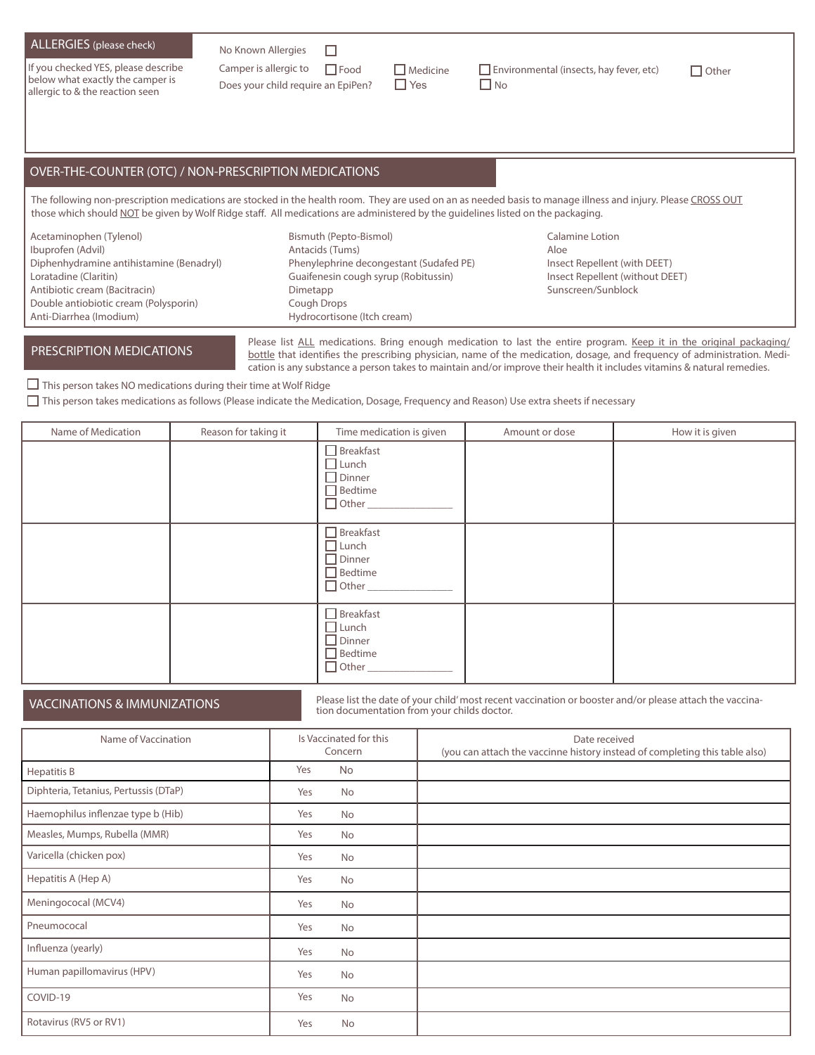## ALLERGIES (please check)

If you checked YES, please describe below what exactly the camper is allergic to & the reaction seen

No Known Allergies ☐

Camper is allergic to ☐ Food ☐ Medicine ☐ Environmental (insects, hay fever, etc) ☐ Other

Does your child require an EpiPen? ☐ Yes ☐ No

## OVER-THE-COUNTER (OTC) / NON-PRESCRIPTION MEDICATIONS

The following non-prescription medications are stocked in the health room. They are used on an as needed basis to manage illness and injury. Please CROSS OUT those which should NOT be given by Wolf Ridge staff. All medications are administered by the guidelines listed on the packaging.

Acetaminophen (Tylenol)
Ibuprofen (Advil)
Diphenhydramine antihistamine (Benadryl)
Loratadine (Claritin)
Antibiotic cream (Bacitracin)
Double antiobiotic cream (Polysporin)
Anti-Diarrhea (Imodium)
Bismuth (Pepto-Bismol)
Antacids (Tums)
Phenylephrine decongestant (Sudafed PE)
Guaifenesin cough syrup (Robitussin)
Dimetapp
Cough Drops
Hydrocortisone (Itch cream)
Calamine Lotion
Aloe
Insect Repellent (with DEET)
Insect Repellent (without DEET)
Sunscreen/Sunblock

## PRESCRIPTION MEDICATIONS

Please list ALL medications. Bring enough medication to last the entire program. Keep it in the original packaging/bottle that identifies the prescribing physician, name of the medication, dosage, and frequency of administration. Medication is any substance a person takes to maintain and/or improve their health it includes vitamins & natural remedies.

☐ This person takes NO medications during their time at Wolf Ridge

☐ This person takes medications as follows (Please indicate the Medication, Dosage, Frequency and Reason) Use extra sheets if necessary

| Name of Medication | Reason for taking it | Time medication is given | Amount or dose | How it is given |
|---|---|---|---|---|
| | | ☐ Breakfast<br>☐ Lunch<br>☐ Dinner<br>☐ Bedtime<br>☐ Other ______________ | | |
| | | ☐ Breakfast<br>☐ Lunch<br>☐ Dinner<br>☐ Bedtime<br>☐ Other ______________ | | |
| | | ☐ Breakfast<br>☐ Lunch<br>☐ Dinner<br>☐ Bedtime<br>☐ Other ______________ | | |

## VACCINATIONS & IMMUNIZATIONS

Please list the date of your child' most recent vaccination or booster and/or please attach the vaccination documentation from your childs doctor.

| Name of Vaccination | Is Vaccinated for this Concern | Date received (you can attach the vaccinne history instead of completing this table also) |
|---|---|---|
| Hepatitis B | Yes No | |
| Diphteria, Tetanius, Pertussis (DTaP) | Yes No | |
| Haemophilus inflenzae type b (Hib) | Yes No | |
| Measles, Mumps, Rubella (MMR) | Yes No | |
| Varicella (chicken pox) | Yes No | |
| Hepatitis A (Hep A) | Yes No | |
| Meningococal (MCV4) | Yes No | |
| Pneumococal | Yes No | |
| Influenza (yearly) | Yes No | |
| Human papillomavirus (HPV) | Yes No | |
| COVID-19 | Yes No | |
| Rotavirus (RV5 or RV1) | Yes No | |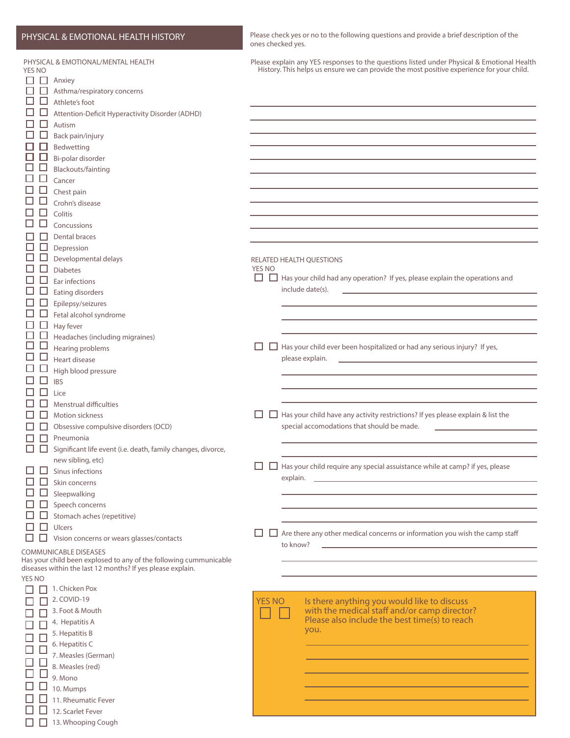## PHYSICAL & EMOTIONAL HEALTH HISTORY

Please check yes or no to the following questions and provide a brief description of the ones checked yes.

### PHYSICAL & EMOTIONAL/MENTAL HEALTH

| YES | NO | |
|---|---|---|
| ☐ | ☐ | Anxiey |
| ☐ | ☐ | Asthma/respiratory concerns |
| ☐ | ☐ | Athlete's foot |
| ☐ | ☐ | Attention-Deficit Hyperactivity Disorder (ADHD) |
| ☐ | ☐ | Autism |
| ☐ | ☐ | Back pain/injury |
| ☐ | ☐ | Bedwetting |
| ☐ | ☐ | Bi-polar disorder |
| ☐ | ☐ | Blackouts/fainting |
| ☐ | ☐ | Cancer |
| ☐ | ☐ | Chest pain |
| ☐ | ☐ | Crohn's disease |
| ☐ | ☐ | Colitis |
| ☐ | ☐ | Concussions |
| ☐ | ☐ | Dental braces |
| ☐ | ☐ | Depression |
| ☐ | ☐ | Developmental delays |
| ☐ | ☐ | Diabetes |
| ☐ | ☐ | Ear infections |
| ☐ | ☐ | Eating disorders |
| ☐ | ☐ | Epilepsy/seizures |
| ☐ | ☐ | Fetal alcohol syndrome |
| ☐ | ☐ | Hay fever |
| ☐ | ☐ | Headaches (including migraines) |
| ☐ | ☐ | Hearing problems |
| ☐ | ☐ | Heart disease |
| ☐ | ☐ | High blood pressure |
| ☐ | ☐ | IBS |
| ☐ | ☐ | Lice |
| ☐ | ☐ | Menstrual difficulties |
| ☐ | ☐ | Motion sickness |
| ☐ | ☐ | Obsessive compulsive disorders (OCD) |
| ☐ | ☐ | Pneumonia |
| ☐ | ☐ | Significant life event (i.e. death, family changes, divorce, new sibling, etc) |
| ☐ | ☐ | Sinus infections |
| ☐ | ☐ | Skin concerns |
| ☐ | ☐ | Sleepwalking |
| ☐ | ☐ | Speech concerns |
| ☐ | ☐ | Stomach aches (repetitive) |
| ☐ | ☐ | Ulcers |
| ☐ | ☐ | Vision concerns or wears glasses/contacts |

### COMMUNICABLE DISEASES

Has your child been explosed to any of the following cummunicable diseases within the last 12 months? If yes please explain.

| YES | NO | |
|---|---|---|
| ☐ | ☐ | 1. Chicken Pox |
| ☐ | ☐ | 2. COVID-19 |
| ☐ | ☐ | 3. Foot & Mouth |
| ☐ | ☐ | 4. Hepatitis A |
| ☐ | ☐ | 5. Hepatitis B |
| ☐ | ☐ | 6. Hepatitis C |
| ☐ | ☐ | 7. Measles (German) |
| ☐ | ☐ | 8. Measles (red) |
| ☐ | ☐ | 9. Mono |
| ☐ | ☐ | 10. Mumps |
| ☐ | ☐ | 11. Rheumatic Fever |
| ☐ | ☐ | 12. Scarlet Fever |
| ☐ | ☐ | 13. Whooping Cough |

Please explain any YES responses to the questions listed under Physical & Emotional Health History. This helps us ensure we can provide the most positive experience for your child.

______________________________________________

______________________________________________

______________________________________________

______________________________________________

______________________________________________

______________________________________________

______________________________________________

______________________________________________

______________________________________________

______________________________________________

______________________________________________

### RELATED HEALTH QUESTIONS

| YES | NO | |
|---|---|---|
| ☐ | ☐ | Has your child had any operation? If yes, please explain the operations and include date(s). ______________________________________________ |
| ☐ | ☐ | Has your child ever been hospitalized or had any serious injury? If yes, please explain. ______________________________________________ |
| ☐ | ☐ | Has your child have any activity restrictions? If yes please explain & list the special accomodations that should be made. ______________________________________________ |
| ☐ | ☐ | Has your child require any special assistuance while at camp? if yes, please explain. ______________________________________________ |
| ☐ | ☐ | Are there any other medical concerns or information you wish the camp staff to know? ______________________________________________ |

| YES | NO | |
|---|---|---|
| ☐ | ☐ | Is there anything you would like to discuss with the medical staff and/or camp director? Please also include the best time(s) to reach you. ______________________________________________ |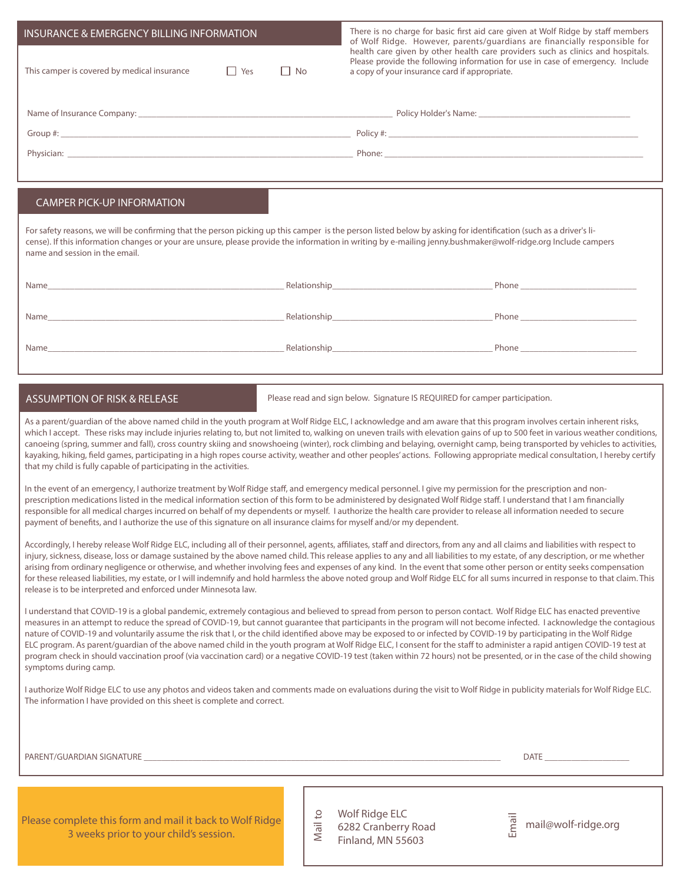## INSURANCE & EMERGENCY BILLING INFORMATION

There is no charge for basic first aid care given at Wolf Ridge by staff members of Wolf Ridge. However, parents/guardians are financially responsible for health care given by other health care providers such as clinics and hospitals. Please provide the following information for use in case of emergency. Include a copy of your insurance card if appropriate.

This camper is covered by medical insurance ☐ Yes ☐ No

Name of Insurance Company: ______________________________ Policy Holder's Name: ______________________________

Group #: ______________________________ Policy #: ______________________________

Physician: ______________________________ Phone: ______________________________

## CAMPER PICK-UP INFORMATION

For safety reasons, we will be confirming that the person picking up this camper is the person listed below by asking for identification (such as a driver's license). If this information changes or your are unsure, please provide the information in writing by e-mailing jenny.bushmaker@wolf-ridge.org Include campers name and session in the email.

Name______________________ Relationship______________________ Phone ______________________

Name______________________ Relationship______________________ Phone ______________________

Name______________________ Relationship______________________ Phone ______________________

## ASSUMPTION OF RISK & RELEASE

Please read and sign below. Signature IS REQUIRED for camper participation.

As a parent/guardian of the above named child in the youth program at Wolf Ridge ELC, I acknowledge and am aware that this program involves certain inherent risks, which I accept. These risks may include injuries relating to, but not limited to, walking on uneven trails with elevation gains of up to 500 feet in various weather conditions, canoeing (spring, summer and fall), cross country skiing and snowshoeing (winter), rock climbing and belaying, overnight camp, being transported by vehicles to activities, kayaking, hiking, field games, participating in a high ropes course activity, weather and other peoples' actions. Following appropriate medical consultation, I hereby certify that my child is fully capable of participating in the activities.

In the event of an emergency, I authorize treatment by Wolf Ridge staff, and emergency medical personnel. I give my permission for the prescription and non-prescription medications listed in the medical information section of this form to be administered by designated Wolf Ridge staff. I understand that I am financially responsible for all medical charges incurred on behalf of my dependents or myself. I authorize the health care provider to release all information needed to secure payment of benefits, and I authorize the use of this signature on all insurance claims for myself and/or my dependent.

Accordingly, I hereby release Wolf Ridge ELC, including all of their personnel, agents, affiliates, staff and directors, from any and all claims and liabilities with respect to injury, sickness, disease, loss or damage sustained by the above named child. This release applies to any and all liabilities to my estate, of any description, or me whether arising from ordinary negligence or otherwise, and whether involving fees and expenses of any kind. In the event that some other person or entity seeks compensation for these released liabilities, my estate, or I will indemnify and hold harmless the above noted group and Wolf Ridge ELC for all sums incurred in response to that claim. This release is to be interpreted and enforced under Minnesota law.

I understand that COVID-19 is a global pandemic, extremely contagious and believed to spread from person to person contact. Wolf Ridge ELC has enacted preventive measures in an attempt to reduce the spread of COVID-19, but cannot guarantee that participants in the program will not become infected. I acknowledge the contagious nature of COVID-19 and voluntarily assume the risk that I, or the child identified above may be exposed to or infected by COVID-19 by participating in the Wolf Ridge ELC program. As parent/guardian of the above named child in the youth program at Wolf Ridge ELC, I consent for the staff to administer a rapid antigen COVID-19 test at program check in should vaccination proof (via vaccination card) or a negative COVID-19 test (taken within 72 hours) not be presented, or in the case of the child showing symptoms during camp.

I authorize Wolf Ridge ELC to use any photos and videos taken and comments made on evaluations during the visit to Wolf Ridge in publicity materials for Wolf Ridge ELC. The information I have provided on this sheet is complete and correct.

PARENT/GUARDIAN SIGNATURE ______________________________ DATE ______________

Please complete this form and mail it back to Wolf Ridge 3 weeks prior to your child's session.

Mail to
Wolf Ridge ELC
6282 Cranberry Road
Finland, MN 55603

Email
mail@wolf-ridge.org